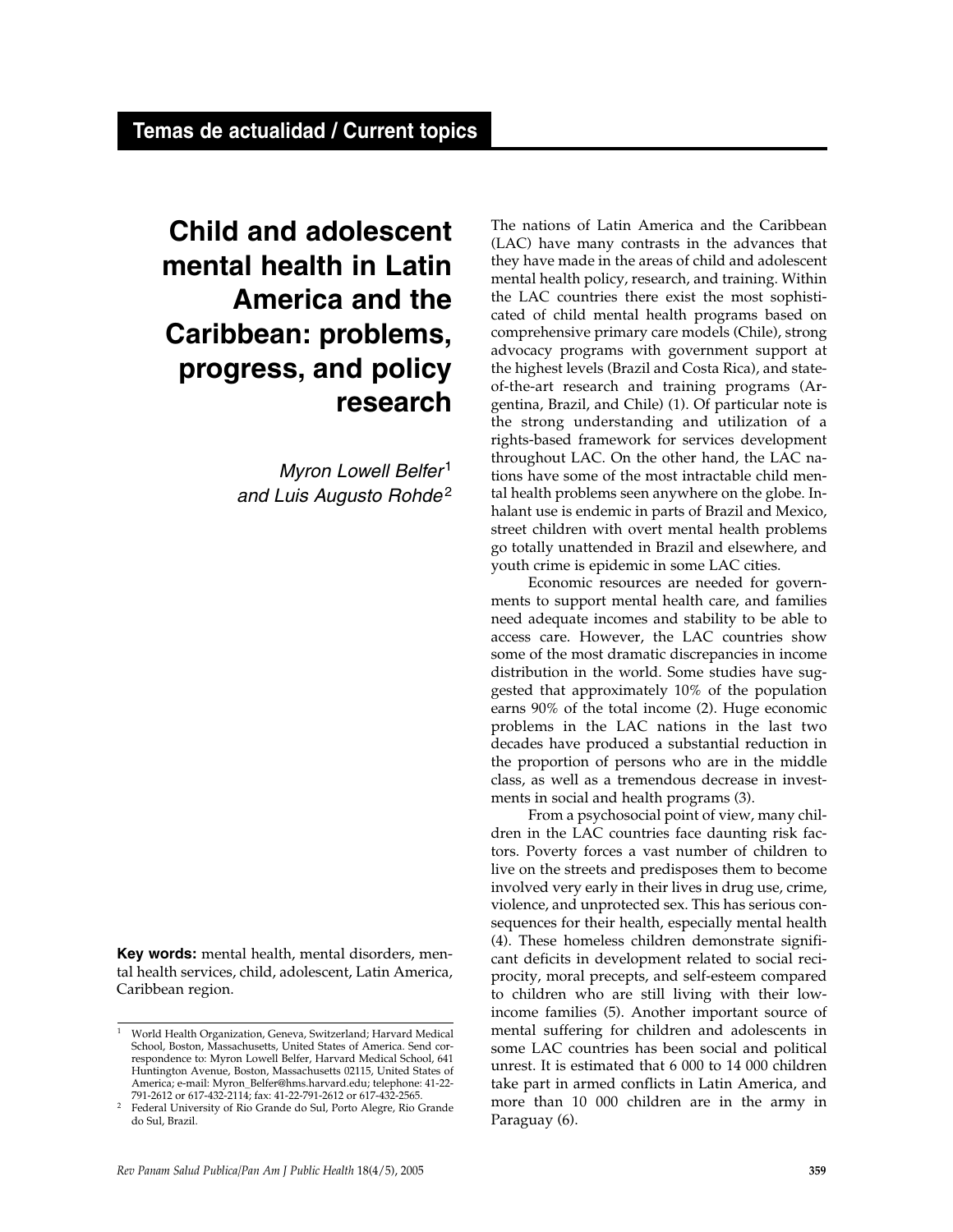Temas de actualidad / Current topics

# Child and adolescent mental health in Latin America and the Caribbean: problems, progress, and policy research

*Myron Lowell Belfer*[1] *and Luis Augusto Rohde*[2]

**Key words:** mental health, mental disorders, mental health services, child, adolescent, Latin America, Caribbean region.

The nations of Latin America and the Caribbean (LAC) have many contrasts in the advances that they have made in the areas of child and adolescent mental health policy, research, and training. Within the LAC countries there exist the most sophisticated of child mental health programs based on comprehensive primary care models (Chile), strong advocacy programs with government support at the highest levels (Brazil and Costa Rica), and state-of-the-art research and training programs (Argentina, Brazil, and Chile) (1). Of particular note is the strong understanding and utilization of a rights-based framework for services development throughout LAC. On the other hand, the LAC nations have some of the most intractable child mental health problems seen anywhere on the globe. Inhalant use is endemic in parts of Brazil and Mexico, street children with overt mental health problems go totally unattended in Brazil and elsewhere, and youth crime is epidemic in some LAC cities.

Economic resources are needed for governments to support mental health care, and families need adequate incomes and stability to be able to access care. However, the LAC countries show some of the most dramatic discrepancies in income distribution in the world. Some studies have suggested that approximately 10% of the population earns 90% of the total income (2). Huge economic problems in the LAC nations in the last two decades have produced a substantial reduction in the proportion of persons who are in the middle class, as well as a tremendous decrease in investments in social and health programs (3).

From a psychosocial point of view, many children in the LAC countries face daunting risk factors. Poverty forces a vast number of children to live on the streets and predisposes them to become involved very early in their lives in drug use, crime, violence, and unprotected sex. This has serious consequences for their health, especially mental health (4). These homeless children demonstrate significant deficits in development related to social reciprocity, moral precepts, and self-esteem compared to children who are still living with their low-income families (5). Another important source of mental suffering for children and adolescents in some LAC countries has been social and political unrest. It is estimated that 6 000 to 14 000 children take part in armed conflicts in Latin America, and more than 10 000 children are in the army in Paraguay (6).

---

[1] World Health Organization, Geneva, Switzerland; Harvard Medical School, Boston, Massachusetts, United States of America. Send correspondence to: Myron Lowell Belfer, Harvard Medical School, 641 Huntington Avenue, Boston, Massachusetts 02115, United States of America; e-mail: Myron_Belfer@hms.harvard.edu; telephone: 41-22-791-2612 or 617-432-2114; fax: 41-22-791-2612 or 617-432-2565.

[2] Federal University of Rio Grande do Sul, Porto Alegre, Rio Grande do Sul, Brazil.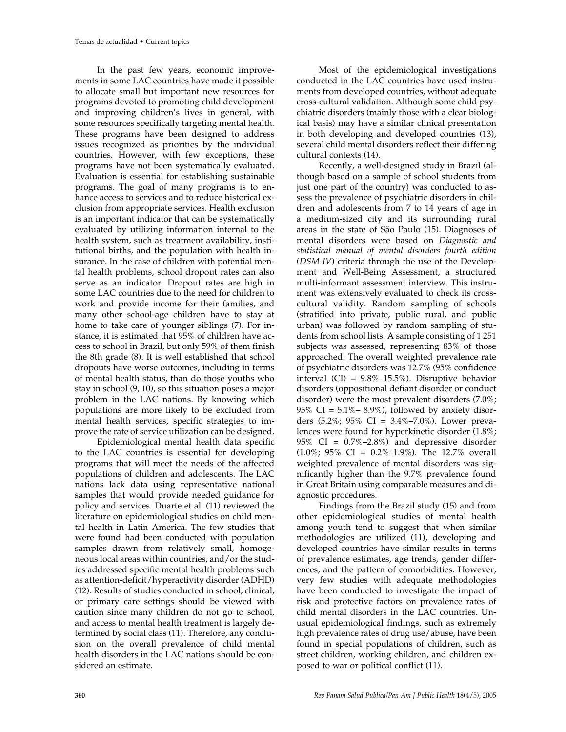In the past few years, economic improvements in some LAC countries have made it possible to allocate small but important new resources for programs devoted to promoting child development and improving children's lives in general, with some resources specifically targeting mental health. These programs have been designed to address issues recognized as priorities by the individual countries. However, with few exceptions, these programs have not been systematically evaluated. Evaluation is essential for establishing sustainable programs. The goal of many programs is to enhance access to services and to reduce historical exclusion from appropriate services. Health exclusion is an important indicator that can be systematically evaluated by utilizing information internal to the health system, such as treatment availability, institutional births, and the population with health insurance. In the case of children with potential mental health problems, school dropout rates can also serve as an indicator. Dropout rates are high in some LAC countries due to the need for children to work and provide income for their families, and many other school-age children have to stay at home to take care of younger siblings (7). For instance, it is estimated that 95% of children have access to school in Brazil, but only 59% of them finish the 8th grade (8). It is well established that school dropouts have worse outcomes, including in terms of mental health status, than do those youths who stay in school (9, 10), so this situation poses a major problem in the LAC nations. By knowing which populations are more likely to be excluded from mental health services, specific strategies to improve the rate of service utilization can be designed.

Epidemiological mental health data specific to the LAC countries is essential for developing programs that will meet the needs of the affected populations of children and adolescents. The LAC nations lack data using representative national samples that would provide needed guidance for policy and services. Duarte et al. (11) reviewed the literature on epidemiological studies on child mental health in Latin America. The few studies that were found had been conducted with population samples drawn from relatively small, homogeneous local areas within countries, and/or the studies addressed specific mental health problems such as attention-deficit/hyperactivity disorder (ADHD) (12). Results of studies conducted in school, clinical, or primary care settings should be viewed with caution since many children do not go to school, and access to mental health treatment is largely determined by social class (11). Therefore, any conclusion on the overall prevalence of child mental health disorders in the LAC nations should be considered an estimate.

Most of the epidemiological investigations conducted in the LAC countries have used instruments from developed countries, without adequate cross-cultural validation. Although some child psychiatric disorders (mainly those with a clear biological basis) may have a similar clinical presentation in both developing and developed countries (13), several child mental disorders reflect their differing cultural contexts (14).

Recently, a well-designed study in Brazil (although based on a sample of school students from just one part of the country) was conducted to assess the prevalence of psychiatric disorders in children and adolescents from 7 to 14 years of age in a medium-sized city and its surrounding rural areas in the state of São Paulo (15). Diagnoses of mental disorders were based on *Diagnostic and statistical manual of mental disorders fourth edition* (*DSM-IV*) criteria through the use of the Development and Well-Being Assessment, a structured multi-informant assessment interview. This instrument was extensively evaluated to check its cross-cultural validity. Random sampling of schools (stratified into private, public rural, and public urban) was followed by random sampling of students from school lists. A sample consisting of 1 251 subjects was assessed, representing 83% of those approached. The overall weighted prevalence rate of psychiatric disorders was 12.7% (95% confidence interval (CI) = 9.8%–15.5%). Disruptive behavior disorders (oppositional defiant disorder or conduct disorder) were the most prevalent disorders (7.0%; 95% CI = 5.1%– 8.9%), followed by anxiety disorders (5.2%; 95% CI = 3.4%–7.0%). Lower prevalences were found for hyperkinetic disorder (1.8%; 95% CI = 0.7%–2.8%) and depressive disorder (1.0%; 95% CI = 0.2%–1.9%). The 12.7% overall weighted prevalence of mental disorders was significantly higher than the 9.7% prevalence found in Great Britain using comparable measures and diagnostic procedures.

Findings from the Brazil study (15) and from other epidemiological studies of mental health among youth tend to suggest that when similar methodologies are utilized (11), developing and developed countries have similar results in terms of prevalence estimates, age trends, gender differences, and the pattern of comorbidities. However, very few studies with adequate methodologies have been conducted to investigate the impact of risk and protective factors on prevalence rates of child mental disorders in the LAC countries. Unusual epidemiological findings, such as extremely high prevalence rates of drug use/abuse, have been found in special populations of children, such as street children, working children, and children exposed to war or political conflict (11).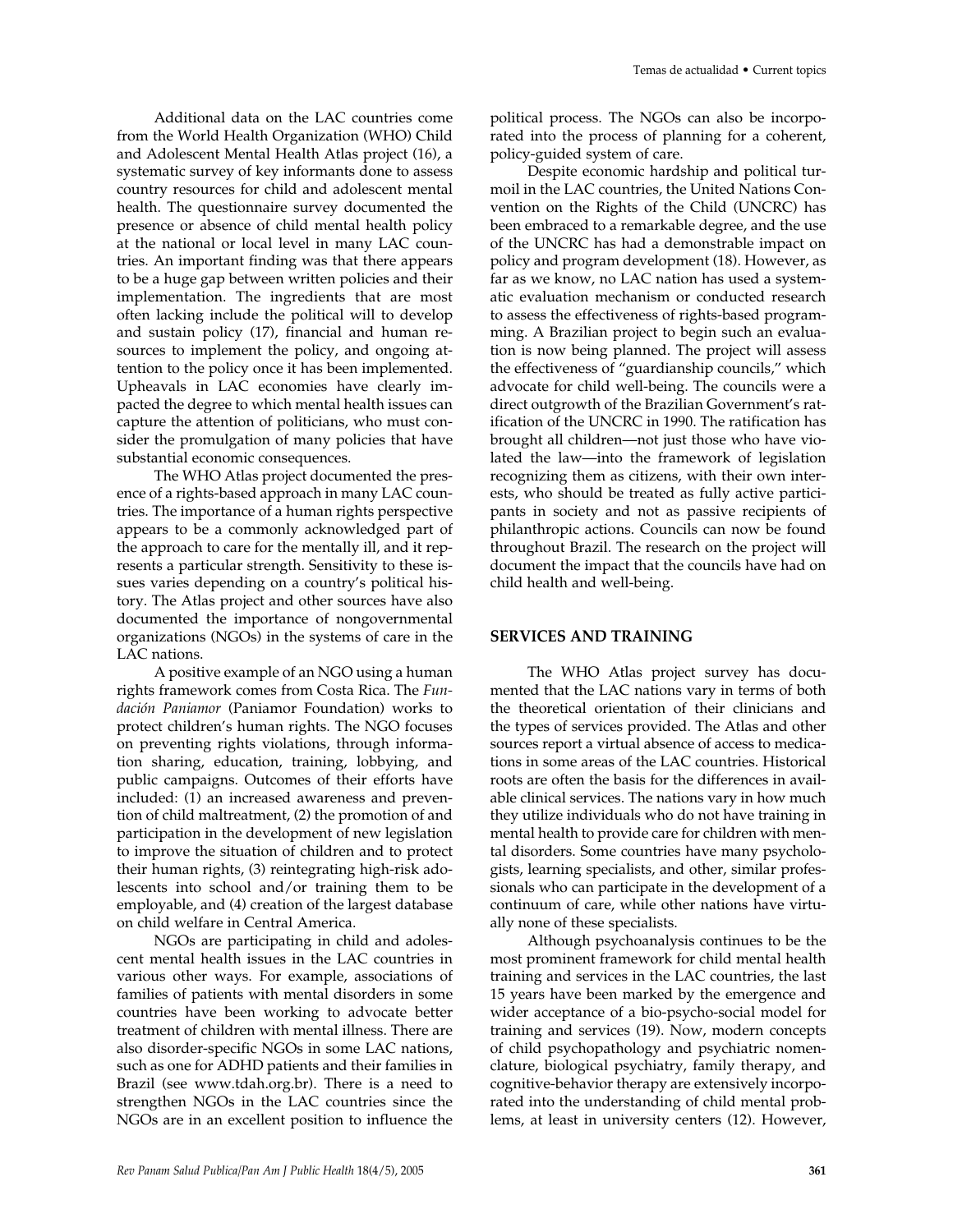Additional data on the LAC countries come from the World Health Organization (WHO) Child and Adolescent Mental Health Atlas project (16), a systematic survey of key informants done to assess country resources for child and adolescent mental health. The questionnaire survey documented the presence or absence of child mental health policy at the national or local level in many LAC countries. An important finding was that there appears to be a huge gap between written policies and their implementation. The ingredients that are most often lacking include the political will to develop and sustain policy (17), financial and human resources to implement the policy, and ongoing attention to the policy once it has been implemented. Upheavals in LAC economies have clearly impacted the degree to which mental health issues can capture the attention of politicians, who must consider the promulgation of many policies that have substantial economic consequences.

The WHO Atlas project documented the presence of a rights-based approach in many LAC countries. The importance of a human rights perspective appears to be a commonly acknowledged part of the approach to care for the mentally ill, and it represents a particular strength. Sensitivity to these issues varies depending on a country's political history. The Atlas project and other sources have also documented the importance of nongovernmental organizations (NGOs) in the systems of care in the LAC nations.

A positive example of an NGO using a human rights framework comes from Costa Rica. The *Fundación Paniamor* (Paniamor Foundation) works to protect children's human rights. The NGO focuses on preventing rights violations, through information sharing, education, training, lobbying, and public campaigns. Outcomes of their efforts have included: (1) an increased awareness and prevention of child maltreatment, (2) the promotion of and participation in the development of new legislation to improve the situation of children and to protect their human rights, (3) reintegrating high-risk adolescents into school and/or training them to be employable, and (4) creation of the largest database on child welfare in Central America.

NGOs are participating in child and adolescent mental health issues in the LAC countries in various other ways. For example, associations of families of patients with mental disorders in some countries have been working to advocate better treatment of children with mental illness. There are also disorder-specific NGOs in some LAC nations, such as one for ADHD patients and their families in Brazil (see www.tdah.org.br). There is a need to strengthen NGOs in the LAC countries since the NGOs are in an excellent position to influence the political process. The NGOs can also be incorporated into the process of planning for a coherent, policy-guided system of care.

Despite economic hardship and political turmoil in the LAC countries, the United Nations Convention on the Rights of the Child (UNCRC) has been embraced to a remarkable degree, and the use of the UNCRC has had a demonstrable impact on policy and program development (18). However, as far as we know, no LAC nation has used a systematic evaluation mechanism or conducted research to assess the effectiveness of rights-based programming. A Brazilian project to begin such an evaluation is now being planned. The project will assess the effectiveness of "guardianship councils," which advocate for child well-being. The councils were a direct outgrowth of the Brazilian Government's ratification of the UNCRC in 1990. The ratification has brought all children—not just those who have violated the law—into the framework of legislation recognizing them as citizens, with their own interests, who should be treated as fully active participants in society and not as passive recipients of philanthropic actions. Councils can now be found throughout Brazil. The research on the project will document the impact that the councils have had on child health and well-being.

## SERVICES AND TRAINING

The WHO Atlas project survey has documented that the LAC nations vary in terms of both the theoretical orientation of their clinicians and the types of services provided. The Atlas and other sources report a virtual absence of access to medications in some areas of the LAC countries. Historical roots are often the basis for the differences in available clinical services. The nations vary in how much they utilize individuals who do not have training in mental health to provide care for children with mental disorders. Some countries have many psychologists, learning specialists, and other, similar professionals who can participate in the development of a continuum of care, while other nations have virtually none of these specialists.

Although psychoanalysis continues to be the most prominent framework for child mental health training and services in the LAC countries, the last 15 years have been marked by the emergence and wider acceptance of a bio-psycho-social model for training and services (19). Now, modern concepts of child psychopathology and psychiatric nomenclature, biological psychiatry, family therapy, and cognitive-behavior therapy are extensively incorporated into the understanding of child mental problems, at least in university centers (12). However,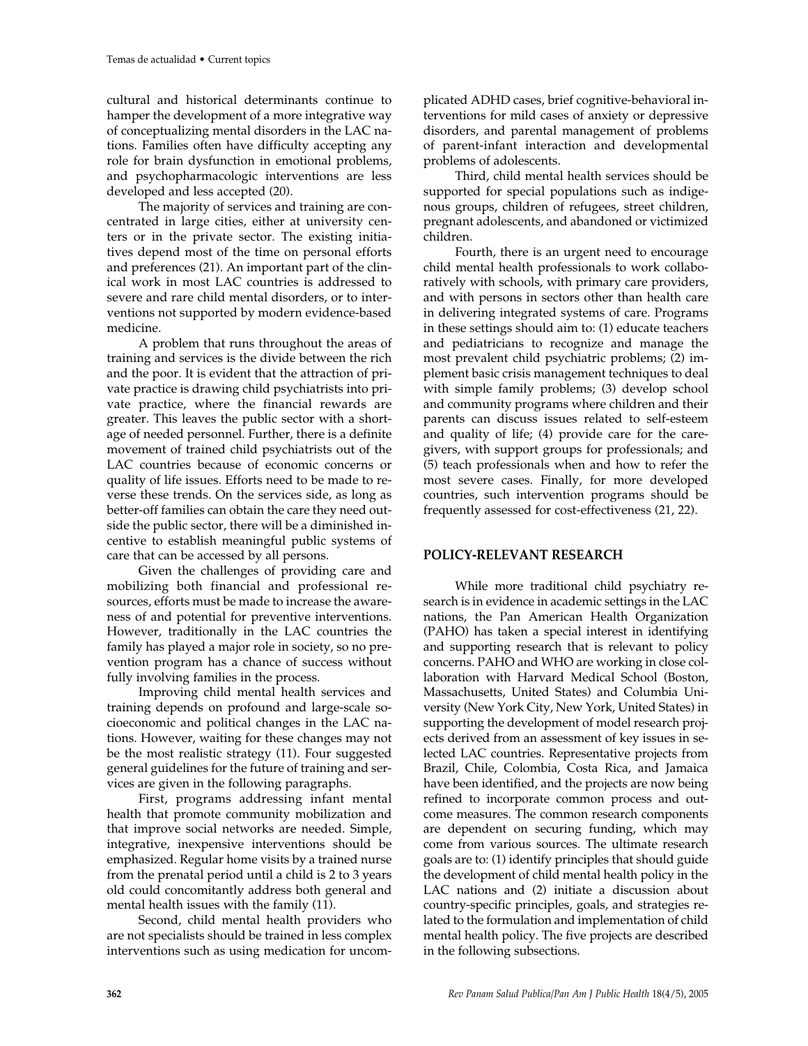cultural and historical determinants continue to hamper the development of a more integrative way of conceptualizing mental disorders in the LAC nations. Families often have difficulty accepting any role for brain dysfunction in emotional problems, and psychopharmacologic interventions are less developed and less accepted (20).

The majority of services and training are concentrated in large cities, either at university centers or in the private sector. The existing initiatives depend most of the time on personal efforts and preferences (21). An important part of the clinical work in most LAC countries is addressed to severe or rare child mental disorders, or to interventions not supported by modern evidence-based medicine.

A problem that runs throughout the areas of training and services is the divide between the rich and the poor. It is evident that the attraction of private practice is drawing child psychiatrists into private practice, where the financial rewards are greater. This leaves the public sector with a shortage of needed personnel. Further, there is a definite movement of trained child psychiatrists out of the LAC countries because of economic concerns or quality of life issues. Efforts need to be made to reverse these trends. On the services side, as long as better-off families can obtain the care they need outside the public sector, there will be a diminished incentive to establish meaningful public systems of care that can be accessed by all persons.

Given the challenges of providing care and mobilizing both financial and professional resources, efforts must be made to increase the awareness of and potential for preventive interventions. However, traditionally in the LAC countries the family has played a major role in society, so no prevention program has a chance of success without fully involving families in the process.

Improving child mental health services and training depends on profound and large-scale socioeconomic and political changes in the LAC nations. However, waiting for these changes may not be the most realistic strategy (11). Four suggested general guidelines for the future of training and services are given in the following paragraphs.

First, programs addressing infant mental health that promote community mobilization and that improve social networks are needed. Simple, integrative, inexpensive interventions should be emphasized. Regular home visits by a trained nurse from the prenatal period until a child is 2 to 3 years old could concomitantly address both general and mental health issues with the family (11).

Second, child mental health providers who are not specialists should be trained in less complex interventions such as using medication for uncomplicated ADHD cases, brief cognitive-behavioral interventions for mild cases of anxiety or depressive disorders, and parental management of problems of parent-infant interaction and developmental problems of adolescents.

Third, child mental health services should be supported for special populations such as indigenous groups, children of refugees, street children, pregnant adolescents, and abandoned or victimized children.

Fourth, there is an urgent need to encourage child mental health professionals to work collaboratively with schools, with primary care providers, and with persons in sectors other than health care in delivering integrated systems of care. Programs in these settings should aim to: (1) educate teachers and pediatricians to recognize and manage the most prevalent child psychiatric problems; (2) implement basic crisis management techniques to deal with simple family problems; (3) develop school and community programs where children and their parents can discuss issues related to self-esteem and quality of life; (4) provide care for the caregivers, with support groups for professionals; and (5) teach professionals when and how to refer the most severe cases. Finally, for more developed countries, such intervention programs should be frequently assessed for cost-effectiveness (21, 22).

## POLICY-RELEVANT RESEARCH

While more traditional child psychiatry research is in evidence in academic settings in the LAC nations, the Pan American Health Organization (PAHO) has taken a special interest in identifying and supporting research that is relevant to policy concerns. PAHO and WHO are working in close collaboration with Harvard Medical School (Boston, Massachusetts, United States) and Columbia University (New York City, New York, United States) in supporting the development of model research projects derived from an assessment of key issues in selected LAC countries. Representative projects from Brazil, Chile, Colombia, Costa Rica, and Jamaica have been identified, and the projects are now being refined to incorporate common process and outcome measures. The common research components are dependent on securing funding, which may come from various sources. The ultimate research goals are to: (1) identify principles that should guide the development of child mental health policy in the LAC nations and (2) initiate a discussion about country-specific principles, goals, and strategies related to the formulation and implementation of child mental health policy. The five projects are described in the following subsections.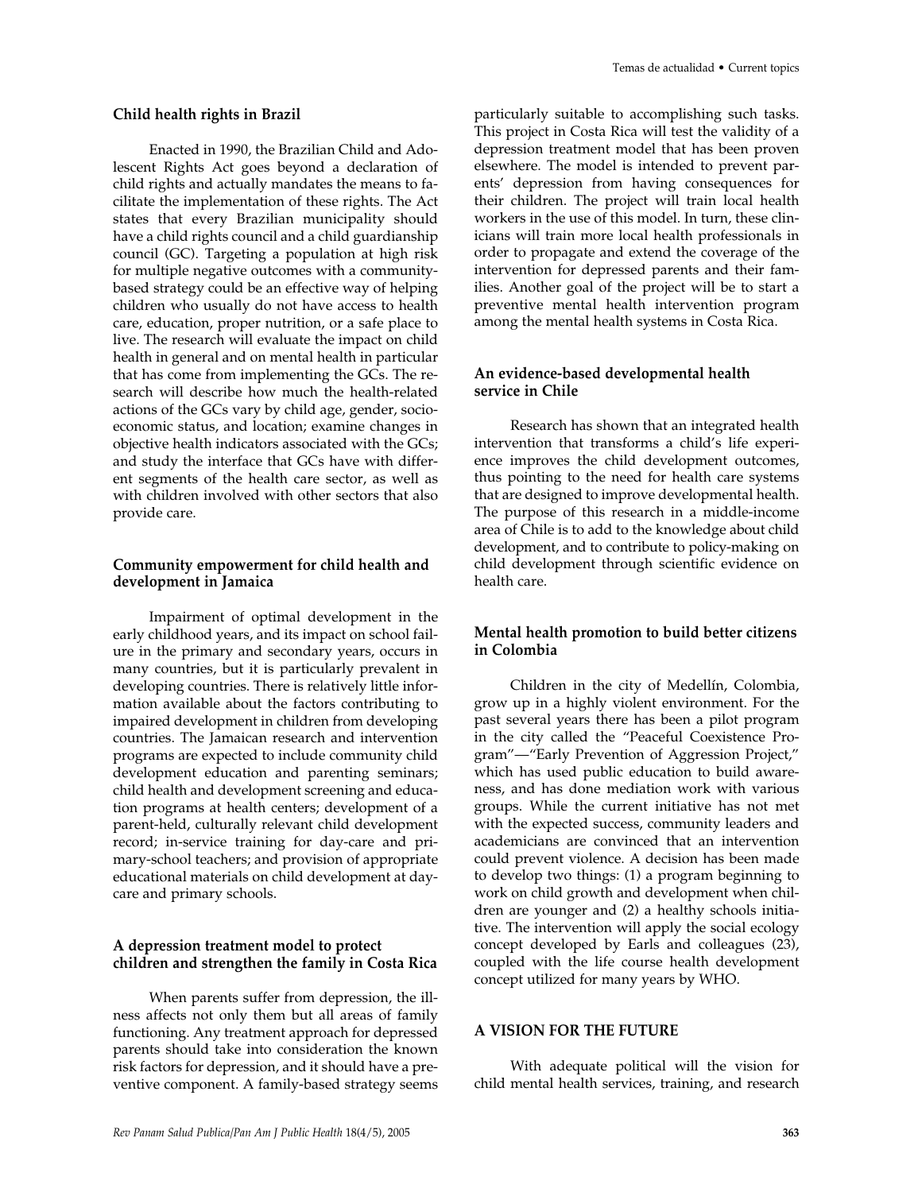### Child health rights in Brazil

Enacted in 1990, the Brazilian Child and Adolescent Rights Act goes beyond a declaration of child rights and actually mandates the means to facilitate the implementation of these rights. The Act states that every Brazilian municipality should have a child rights council and a child guardianship council (GC). Targeting a population at high risk for multiple negative outcomes with a community-based strategy could be an effective way of helping children who usually do not have access to health care, education, proper nutrition, or a safe place to live. The research will evaluate the impact on child health in general and on mental health in particular that has come from implementing the GCs. The research will describe how much the health-related actions of the GCs vary by child age, gender, socioeconomic status, and location; examine changes in objective health indicators associated with the GCs; and study the interface that GCs have with different segments of the health care sector, as well as with children involved with other sectors that also provide care.

### Community empowerment for child health and development in Jamaica

Impairment of optimal development in the early childhood years, and its impact on school failure in the primary and secondary years, occurs in many countries, but it is particularly prevalent in developing countries. There is relatively little information available about the factors contributing to impaired development in children from developing countries. The Jamaican research and intervention programs are expected to include community child development education and parenting seminars; child health and development screening and education programs at health centers; development of a parent-held, culturally relevant child development record; in-service training for day-care and primary-school teachers; and provision of appropriate educational materials on child development at day-care and primary schools.

### A depression treatment model to protect children and strengthen the family in Costa Rica

When parents suffer from depression, the illness affects not only them but all areas of family functioning. Any treatment approach for depressed parents should take into consideration the known risk factors for depression, and it should have a preventive component. A family-based strategy seems particularly suitable to accomplishing such tasks. This project in Costa Rica will test the validity of a depression treatment model that has been proven elsewhere. The model is intended to prevent parents' depression from having consequences for their children. The project will train local health workers in the use of this model. In turn, these clinicians will train more local health professionals in order to propagate and extend the coverage of the intervention for depressed parents and their families. Another goal of the project will be to start a preventive mental health intervention program among the mental health systems in Costa Rica.

### An evidence-based developmental health service in Chile

Research has shown that an integrated health intervention that transforms a child's life experience improves the child development outcomes, thus pointing to the need for health care systems that are designed to improve developmental health. The purpose of this research in a middle-income area of Chile is to add to the knowledge about child development, and to contribute to policy-making on child development through scientific evidence on health care.

### Mental health promotion to build better citizens in Colombia

Children in the city of Medellín, Colombia, grow up in a highly violent environment. For the past several years there has been a pilot program in the city called the "Peaceful Coexistence Program"—"Early Prevention of Aggression Project," which has used public education to build awareness, and has done mediation work with various groups. While the current initiative has not met with the expected success, community leaders and academicians are convinced that an intervention could prevent violence. A decision has been made to develop two things: (1) a program beginning to work on child growth and development when children are younger and (2) a healthy schools initiative. The intervention will apply the social ecology concept developed by Earls and colleagues (23), coupled with the life course health development concept utilized for many years by WHO.

## A VISION FOR THE FUTURE

With adequate political will the vision for child mental health services, training, and research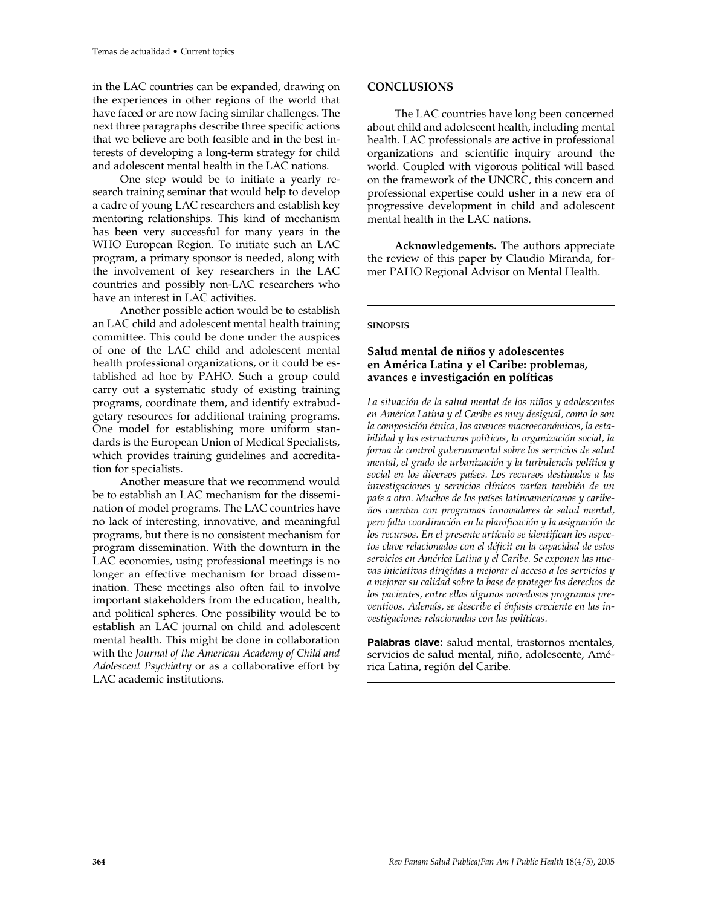in the LAC countries can be expanded, drawing on the experiences in other regions of the world that have faced or are now facing similar challenges. The next three paragraphs describe three specific actions that we believe are both feasible and in the best interests of developing a long-term strategy for child and adolescent mental health in the LAC nations.

One step would be to initiate a yearly research training seminar that would help to develop a cadre of young LAC researchers and establish key mentoring relationships. This kind of mechanism has been very successful for many years in the WHO European Region. To initiate such an LAC program, a primary sponsor is needed, along with the involvement of key researchers in the LAC countries and possibly non-LAC researchers who have an interest in LAC activities.

Another possible action would be to establish an LAC child and adolescent mental health training committee. This could be done under the auspices of one of the LAC child and adolescent mental health professional organizations, or it could be established ad hoc by PAHO. Such a group could carry out a systematic study of existing training programs, coordinate them, and identify extrabudgetary resources for additional training programs. One model for establishing more uniform standards is the European Union of Medical Specialists, which provides training guidelines and accreditation for specialists.

Another measure that we recommend would be to establish an LAC mechanism for the dissemination of model programs. The LAC countries have no lack of interesting, innovative, and meaningful programs, but there is no consistent mechanism for program dissemination. With the downturn in the LAC economies, using professional meetings is no longer an effective mechanism for broad dissemination. These meetings also often fail to involve important stakeholders from the education, health, and political spheres. One possibility would be to establish an LAC journal on child and adolescent mental health. This might be done in collaboration with the *Journal of the American Academy of Child and Adolescent Psychiatry* or as a collaborative effort by LAC academic institutions.

## CONCLUSIONS

The LAC countries have long been concerned about child and adolescent health, including mental health. LAC professionals are active in professional organizations and scientific inquiry around the world. Coupled with vigorous political will based on the framework of the UNCRC, this concern and professional expertise could usher in a new era of progressive development in child and adolescent mental health in the LAC nations.

**Acknowledgements.** The authors appreciate the review of this paper by Claudio Miranda, former PAHO Regional Advisor on Mental Health.

---

**SINOPSIS**

### Salud mental de niños y adolescentes en América Latina y el Caribe: problemas, avances e investigación en políticas

*La situación de la salud mental de los niños y adolescentes en América Latina y el Caribe es muy desigual, como lo son la composición étnica, los avances macroeconómicos, la estabilidad y las estructuras políticas, la organización social, la forma de control gubernamental sobre los servicios de salud mental, el grado de urbanización y la turbulencia política y social en los diversos países. Los recursos destinados a las investigaciones y servicios clínicos varían también de un país a otro. Muchos de los países latinoamericanos y caribeños cuentan con programas innovadores de salud mental, pero falta coordinación en la planificación y la asignación de los recursos. En el presente artículo se identifican los aspectos clave relacionados con el déficit en la capacidad de estos servicios en América Latina y el Caribe. Se exponen las nuevas iniciativas dirigidas a mejorar el acceso a los servicios y a mejorar su calidad sobre la base de proteger los derechos de los pacientes, entre ellas algunos novedosos programas preventivos. Además, se describe el énfasis creciente en las investigaciones relacionadas con las políticas.*

**Palabras clave:** salud mental, trastornos mentales, servicios de salud mental, niño, adolescente, América Latina, región del Caribe.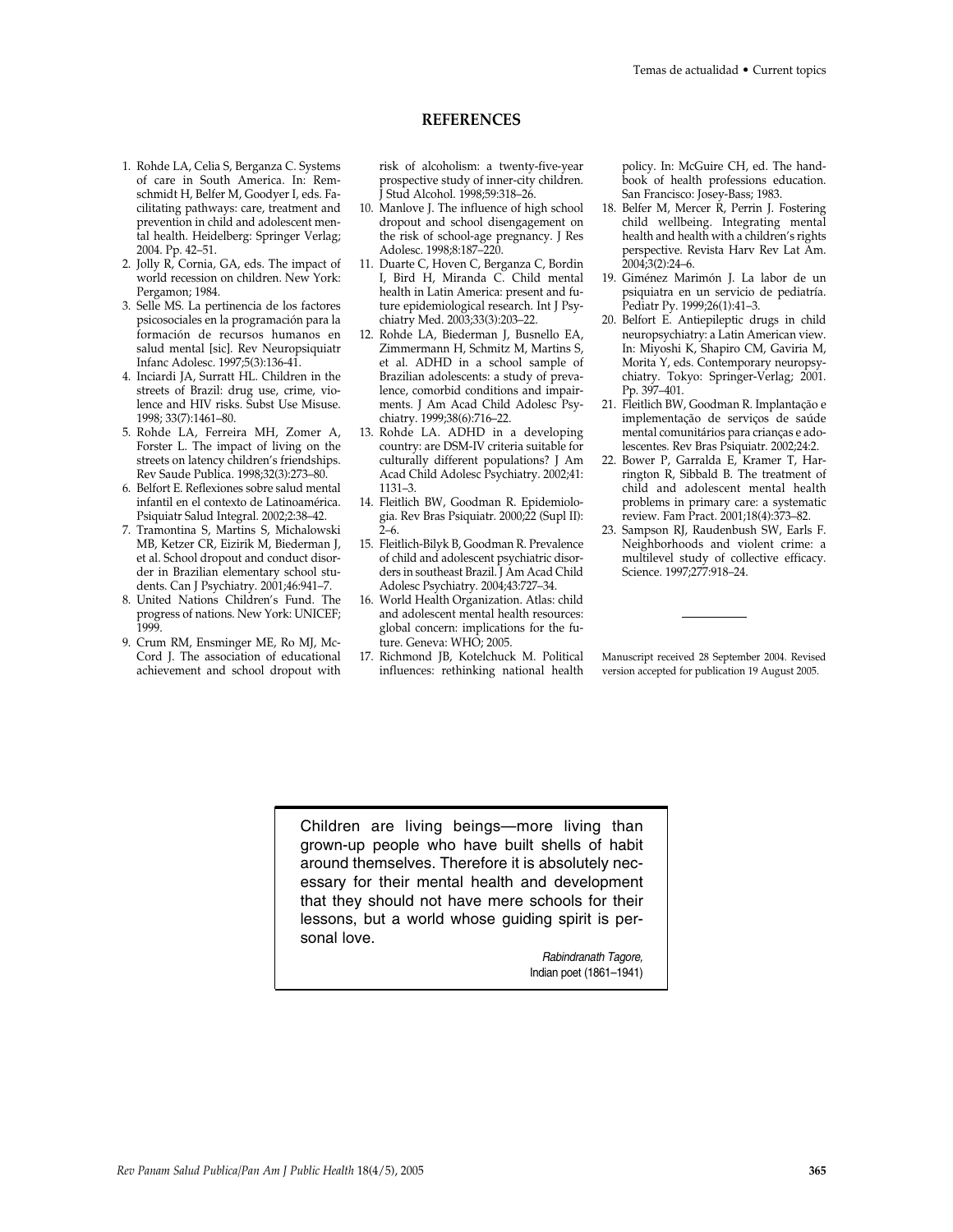## REFERENCES

1. Rohde LA, Celia S, Berganza C. Systems of care in South America. In: Remschmidt H, Belfer M, Goodyer I, eds. Facilitating pathways: care, treatment and prevention in child and adolescent mental health. Heidelberg: Springer Verlag; 2004. Pp. 42–51.
2. Jolly R, Cornia, GA, eds. The impact of world recession on children. New York: Pergamon; 1984.
3. Selle MS. La pertinencia de los factores psicosociales en la programación para la formación de recursos humanos en salud mental [sic]. Rev Neuropsiquiatr Infanc Adolesc. 1997;5(3):136-41.
4. Inciardi JA, Surratt HL. Children in the streets of Brazil: drug use, crime, violence and HIV risks. Subst Use Misuse. 1998; 33(7):1461–80.
5. Rohde LA, Ferreira MH, Zomer A, Forster L. The impact of living on the streets on latency children's friendships. Rev Saude Publica. 1998;32(3):273–80.
6. Belfort E. Reflexiones sobre salud mental infantil en el contexto de Latinoamérica. Psiquiatr Salud Integral. 2002;2:38–42.
7. Tramontina S, Martins S, Michalowski MB, Ketzer CR, Eizirik M, Biederman J, et al. School dropout and conduct disorder in Brazilian elementary school students. Can J Psychiatry. 2001;46:941–7.
8. United Nations Children's Fund. The progress of nations. New York: UNICEF; 1999.
9. Crum RM, Ensminger ME, Ro MJ, McCord J. The association of educational achievement and school dropout with risk of alcoholism: a twenty-five-year prospective study of inner-city children. J Stud Alcohol. 1998;59:318–26.
10. Manlove J. The influence of high school dropout and school disengagement on the risk of school-age pregnancy. J Res Adolesc. 1998;8:187–220.
11. Duarte C, Hoven C, Berganza C, Bordin I, Bird H, Miranda C. Child mental health in Latin America: present and future epidemiological research. Int J Psychiatry Med. 2003;33(3):203–22.
12. Rohde LA, Biederman J, Busnello EA, Zimmermann H, Schmitz M, Martins S, et al. ADHD in a school sample of Brazilian adolescents: a study of prevalence, comorbid conditions and impairments. J Am Acad Child Adolesc Psychiatry. 1999;38(6):716–22.
13. Rohde LA. ADHD in a developing country: are DSM-IV criteria suitable for culturally different populations? J Am Acad Child Adolesc Psychiatry. 2002;41: 1131–3.
14. Fleitlich BW, Goodman R. Epidemiologia. Rev Bras Psiquiatr. 2000;22 (Supl II): 2–6.
15. Fleitlich-Bilyk B, Goodman R. Prevalence of child and adolescent psychiatric disorders in southeast Brazil. J Am Acad Child Adolesc Psychiatry. 2004;43:727–34.
16. World Health Organization. Atlas: child and adolescent mental health resources: global concern: implications for the future. Geneva: WHO; 2005.
17. Richmond JB, Kotelchuck M. Political influences: rethinking national health policy. In: McGuire CH, ed. The handbook of health professions education. San Francisco: Josey-Bass; 1983.
18. Belfer M, Mercer R, Perrin J. Fostering child wellbeing. Integrating mental health and health with a children's rights perspective. Revista Harv Rev Lat Am. 2004;3(2):24–6.
19. Giménez Marimón J. La labor de un psiquiatra en un servicio de pediatría. Pediatr Py. 1999;26(1):41–3.
20. Belfort E. Antiepileptic drugs in child neuropsychiatry: a Latin American view. In: Miyoshi K, Shapiro CM, Gaviria M, Morita Y, eds. Contemporary neuropsychiatry. Tokyo: Springer-Verlag; 2001. Pp. 397–401.
21. Fleitlich BW, Goodman R. Implantação e implementação de serviços de saúde mental comunitários para crianças e adolescentes. Rev Bras Psiquiatr. 2002;24:2.
22. Bower P, Garralda E, Kramer T, Harrington R, Sibbald B. The treatment of child and adolescent mental health problems in primary care: a systematic review. Fam Pract. 2001;18(4):373–82.
23. Sampson RJ, Raudenbush SW, Earls F. Neighborhoods and violent crime: a multilevel study of collective efficacy. Science. 1997;277:918–24.

---

Manuscript received 28 September 2004. Revised version accepted for publication 19 August 2005.

> Children are living beings—more living than grown-up people who have built shells of habit around themselves. Therefore it is absolutely necessary for their mental health and development that they should not have mere schools for their lessons, but a world whose guiding spirit is personal love.
>
> *Rabindranath Tagore,*
> Indian poet (1861–1941)